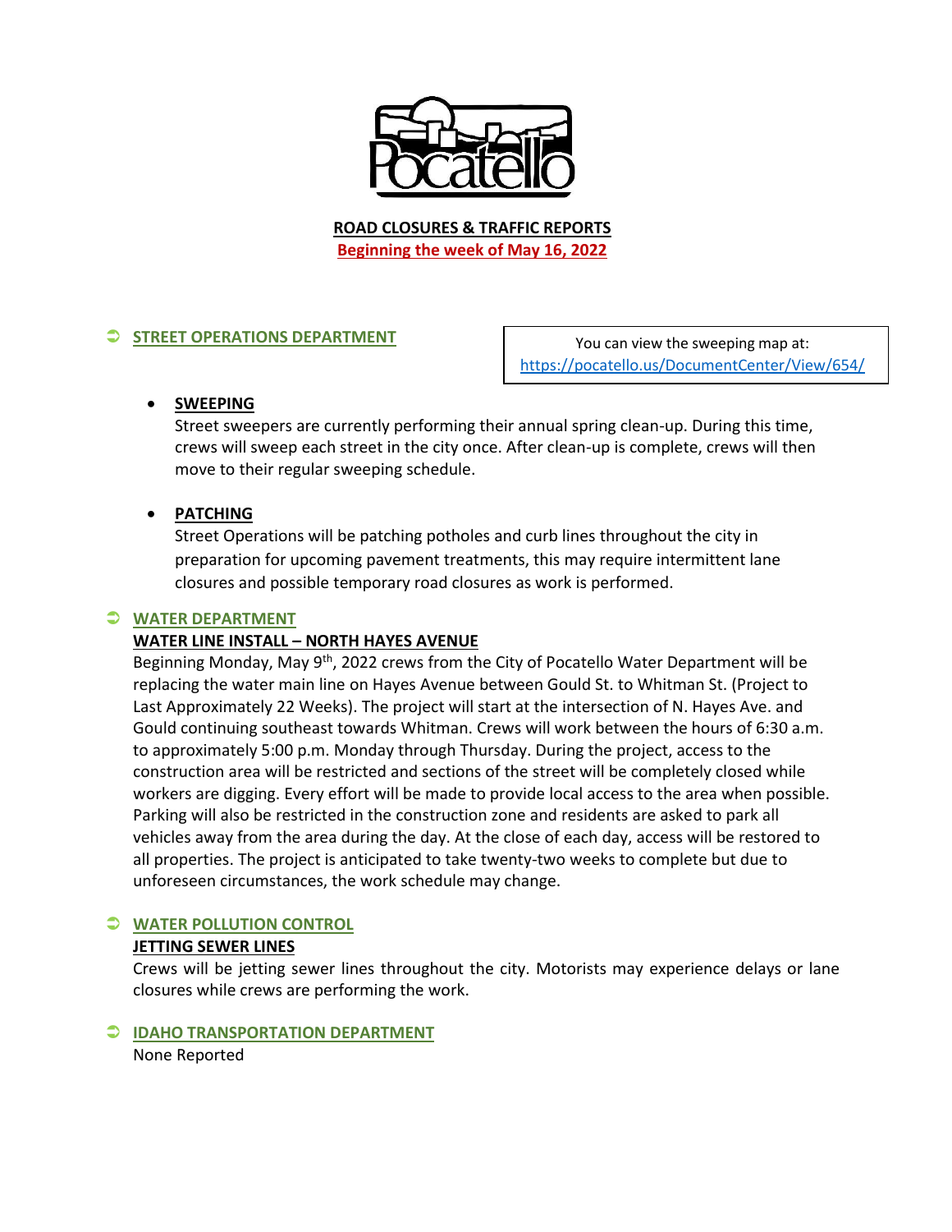# ROAD CLOSURES & TRAFFIC REPORTS

**Beginning the week of May 16, 2022**

## STREET OPERATIONS DEPARTMENT

You can view the sweeping map at: https://pocatello.us/DocumentCenter/View/654/

- **SWEEPING**
  Street sweepers are currently performing their annual spring clean-up. During this time, crews will sweep each street in the city once. After clean-up is complete, crews will then move to their regular sweeping schedule.

- **PATCHING**
  Street Operations will be patching potholes and curb lines throughout the city in preparation for upcoming pavement treatments, this may require intermittent lane closures and possible temporary road closures as work is performed.

## WATER DEPARTMENT

### WATER LINE INSTALL – NORTH HAYES AVENUE

Beginning Monday, May 9th, 2022 crews from the City of Pocatello Water Department will be replacing the water main line on Hayes Avenue between Gould St. to Whitman St. (Project to Last Approximately 22 Weeks). The project will start at the intersection of N. Hayes Ave. and Gould continuing southeast towards Whitman. Crews will work between the hours of 6:30 a.m. to approximately 5:00 p.m. Monday through Thursday. During the project, access to the construction area will be restricted and sections of the street will be completely closed while workers are digging. Every effort will be made to provide local access to the area when possible. Parking will also be restricted in the construction zone and residents are asked to park all vehicles away from the area during the day. At the close of each day, access will be restored to all properties. The project is anticipated to take twenty-two weeks to complete but due to unforeseen circumstances, the work schedule may change.

## WATER POLLUTION CONTROL

### JETTING SEWER LINES

Crews will be jetting sewer lines throughout the city. Motorists may experience delays or lane closures while crews are performing the work.

## IDAHO TRANSPORTATION DEPARTMENT

None Reported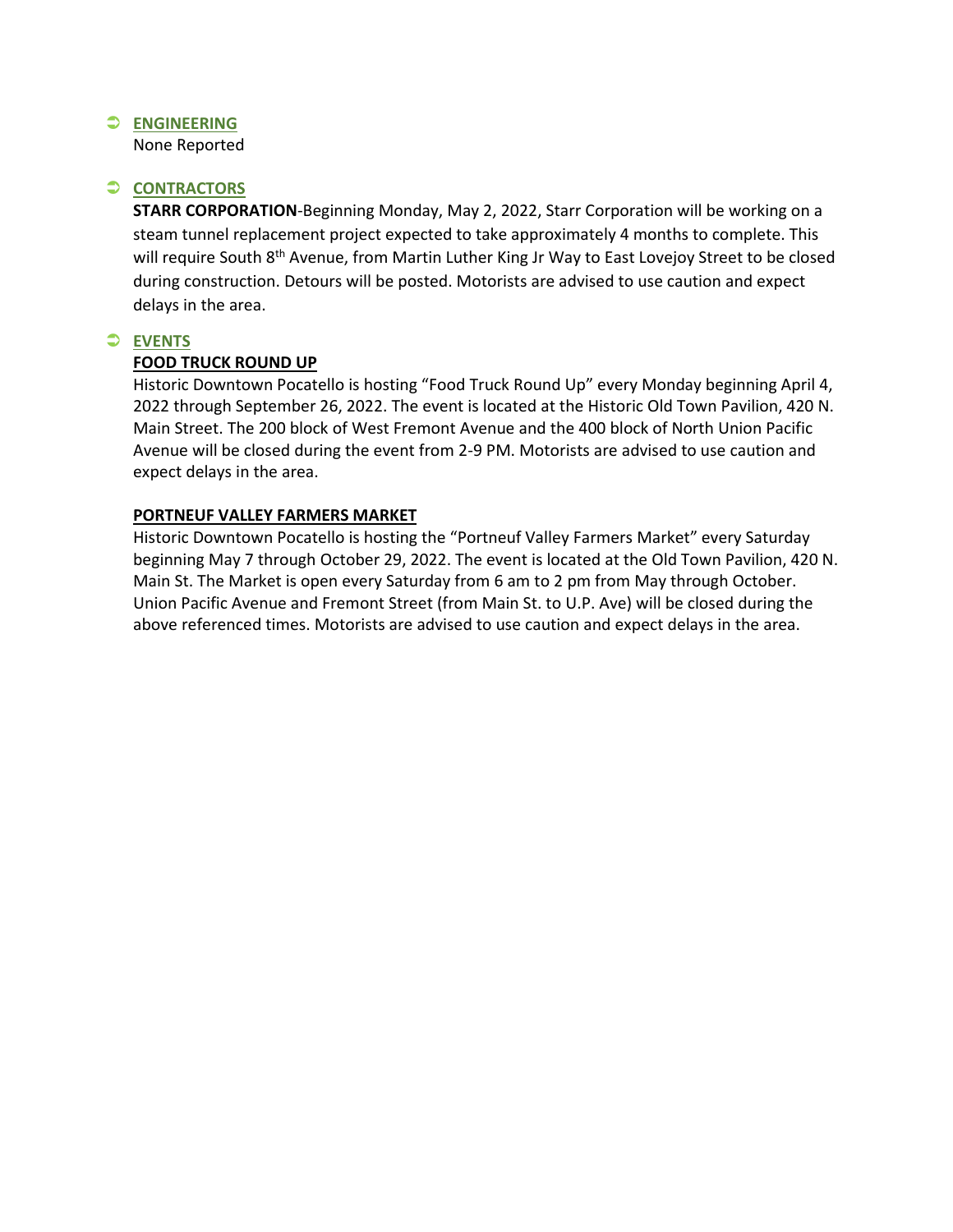## ENGINEERING

None Reported

## CONTRACTORS

**STARR CORPORATION**-Beginning Monday, May 2, 2022, Starr Corporation will be working on a steam tunnel replacement project expected to take approximately 4 months to complete. This will require South 8th Avenue, from Martin Luther King Jr Way to East Lovejoy Street to be closed during construction. Detours will be posted. Motorists are advised to use caution and expect delays in the area.

## EVENTS

### FOOD TRUCK ROUND UP

Historic Downtown Pocatello is hosting "Food Truck Round Up" every Monday beginning April 4, 2022 through September 26, 2022. The event is located at the Historic Old Town Pavilion, 420 N. Main Street. The 200 block of West Fremont Avenue and the 400 block of North Union Pacific Avenue will be closed during the event from 2-9 PM. Motorists are advised to use caution and expect delays in the area.

### PORTNEUF VALLEY FARMERS MARKET

Historic Downtown Pocatello is hosting the "Portneuf Valley Farmers Market" every Saturday beginning May 7 through October 29, 2022. The event is located at the Old Town Pavilion, 420 N. Main St. The Market is open every Saturday from 6 am to 2 pm from May through October. Union Pacific Avenue and Fremont Street (from Main St. to U.P. Ave) will be closed during the above referenced times. Motorists are advised to use caution and expect delays in the area.